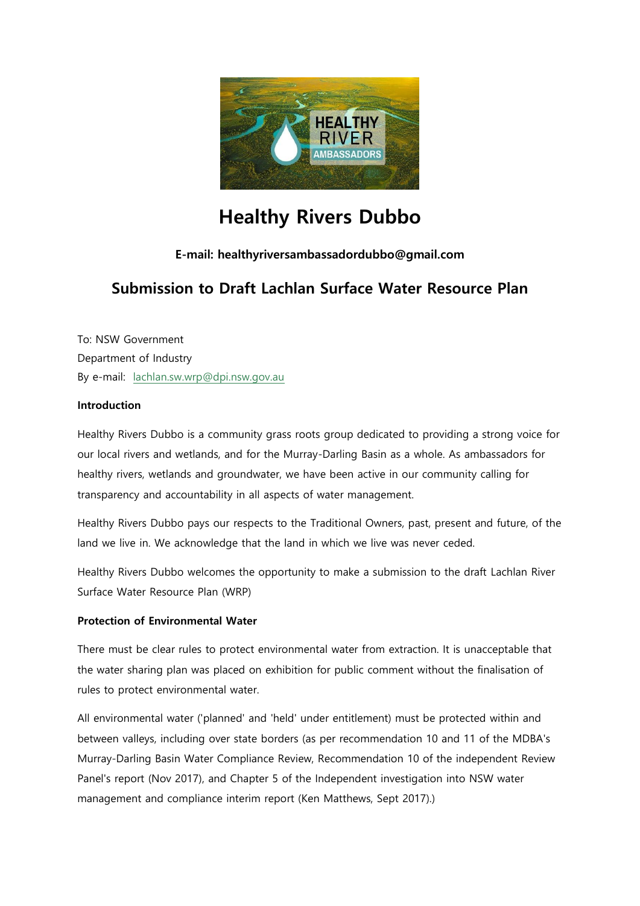# Healthy Rivers Dubbo

**E-mail: healthyriversambassadordubbo@gmail.com**

## Submission to Draft Lachlan Surface Water Resource Plan

To: NSW Government
Department of Industry
By e-mail: lachlan.sw.wrp@dpi.nsw.gov.au

**Introduction**

Healthy Rivers Dubbo is a community grass roots group dedicated to providing a strong voice for our local rivers and wetlands, and for the Murray-Darling Basin as a whole. As ambassadors for healthy rivers, wetlands and groundwater, we have been active in our community calling for transparency and accountability in all aspects of water management.

Healthy Rivers Dubbo pays our respects to the Traditional Owners, past, present and future, of the land we live in. We acknowledge that the land in which we live was never ceded.

Healthy Rivers Dubbo welcomes the opportunity to make a submission to the draft Lachlan River Surface Water Resource Plan (WRP)

**Protection of Environmental Water**

There must be clear rules to protect environmental water from extraction. It is unacceptable that the water sharing plan was placed on exhibition for public comment without the finalisation of rules to protect environmental water.

All environmental water ('planned' and 'held' under entitlement) must be protected within and between valleys, including over state borders (as per recommendation 10 and 11 of the MDBA's Murray-Darling Basin Water Compliance Review, Recommendation 10 of the independent Review Panel's report (Nov 2017), and Chapter 5 of the Independent investigation into NSW water management and compliance interim report (Ken Matthews, Sept 2017).)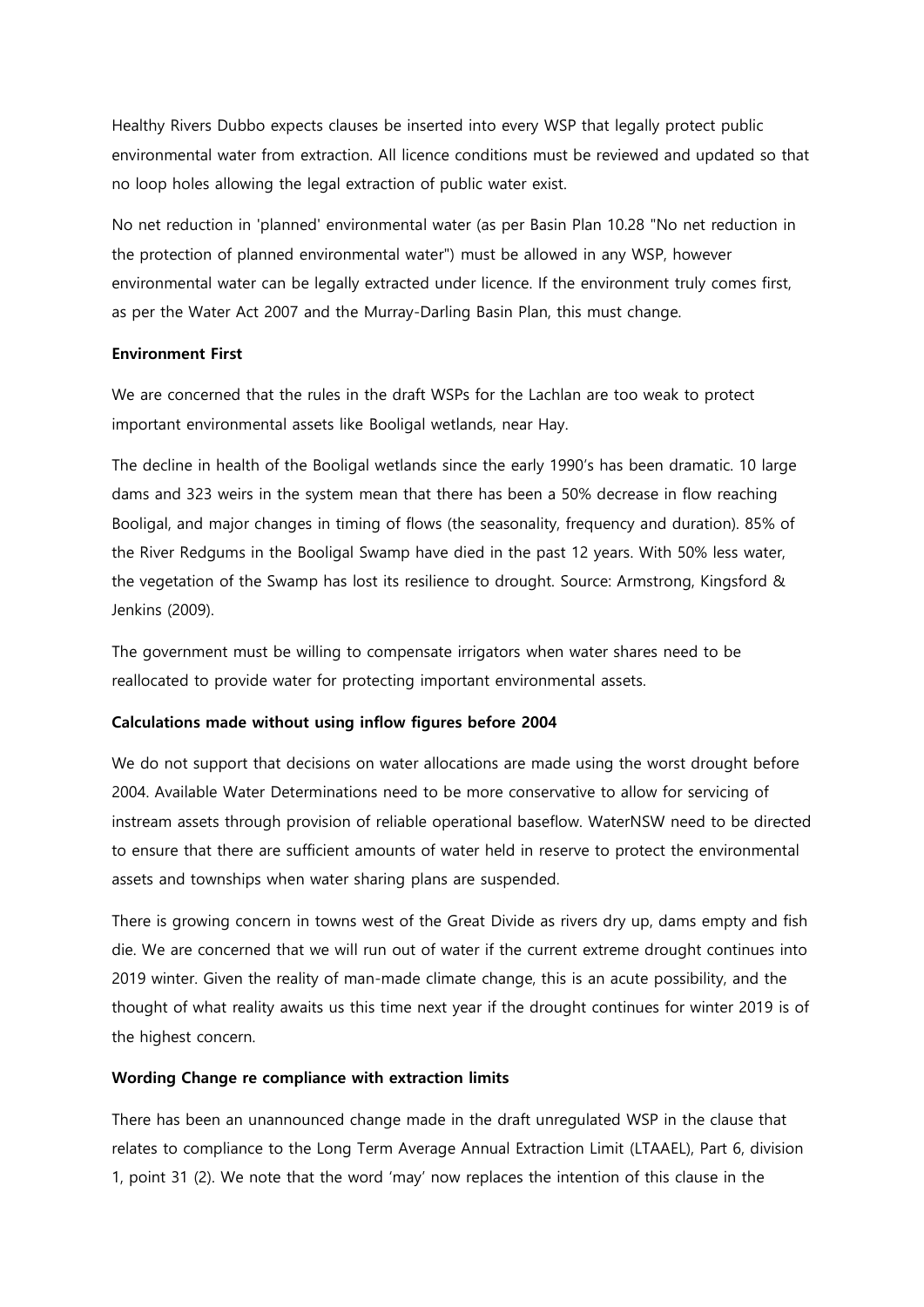Healthy Rivers Dubbo expects clauses be inserted into every WSP that legally protect public environmental water from extraction. All licence conditions must be reviewed and updated so that no loop holes allowing the legal extraction of public water exist.

No net reduction in 'planned' environmental water (as per Basin Plan 10.28 "No net reduction in the protection of planned environmental water") must be allowed in any WSP, however environmental water can be legally extracted under licence. If the environment truly comes first, as per the Water Act 2007 and the Murray-Darling Basin Plan, this must change.

**Environment First**

We are concerned that the rules in the draft WSPs for the Lachlan are too weak to protect important environmental assets like Booligal wetlands, near Hay.

The decline in health of the Booligal wetlands since the early 1990's has been dramatic. 10 large dams and 323 weirs in the system mean that there has been a 50% decrease in flow reaching Booligal, and major changes in timing of flows (the seasonality, frequency and duration). 85% of the River Redgums in the Booligal Swamp have died in the past 12 years. With 50% less water, the vegetation of the Swamp has lost its resilience to drought. Source: Armstrong, Kingsford & Jenkins (2009).

The government must be willing to compensate irrigators when water shares need to be reallocated to provide water for protecting important environmental assets.

**Calculations made without using inflow figures before 2004**

We do not support that decisions on water allocations are made using the worst drought before 2004. Available Water Determinations need to be more conservative to allow for servicing of instream assets through provision of reliable operational baseflow. WaterNSW need to be directed to ensure that there are sufficient amounts of water held in reserve to protect the environmental assets and townships when water sharing plans are suspended.

There is growing concern in towns west of the Great Divide as rivers dry up, dams empty and fish die. We are concerned that we will run out of water if the current extreme drought continues into 2019 winter. Given the reality of man-made climate change, this is an acute possibility, and the thought of what reality awaits us this time next year if the drought continues for winter 2019 is of the highest concern.

**Wording Change re compliance with extraction limits**

There has been an unannounced change made in the draft unregulated WSP in the clause that relates to compliance to the Long Term Average Annual Extraction Limit (LTAAEL), Part 6, division 1, point 31 (2). We note that the word 'may' now replaces the intention of this clause in the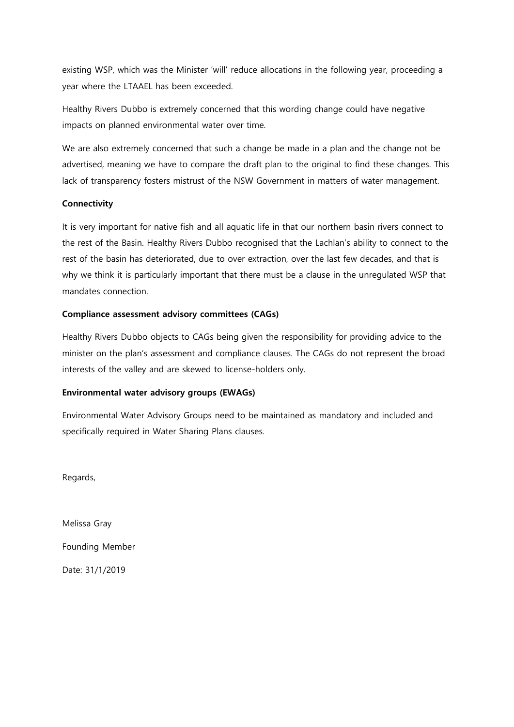existing WSP, which was the Minister 'will' reduce allocations in the following year, proceeding a year where the LTAAEL has been exceeded.

Healthy Rivers Dubbo is extremely concerned that this wording change could have negative impacts on planned environmental water over time.

We are also extremely concerned that such a change be made in a plan and the change not be advertised, meaning we have to compare the draft plan to the original to find these changes. This lack of transparency fosters mistrust of the NSW Government in matters of water management.

**Connectivity**

It is very important for native fish and all aquatic life in that our northern basin rivers connect to the rest of the Basin. Healthy Rivers Dubbo recognised that the Lachlan's ability to connect to the rest of the basin has deteriorated, due to over extraction, over the last few decades, and that is why we think it is particularly important that there must be a clause in the unregulated WSP that mandates connection.

**Compliance assessment advisory committees (CAGs)**

Healthy Rivers Dubbo objects to CAGs being given the responsibility for providing advice to the minister on the plan's assessment and compliance clauses. The CAGs do not represent the broad interests of the valley and are skewed to license-holders only.

**Environmental water advisory groups (EWAGs)**

Environmental Water Advisory Groups need to be maintained as mandatory and included and specifically required in Water Sharing Plans clauses.

Regards,

Melissa Gray

Founding Member

Date: 31/1/2019